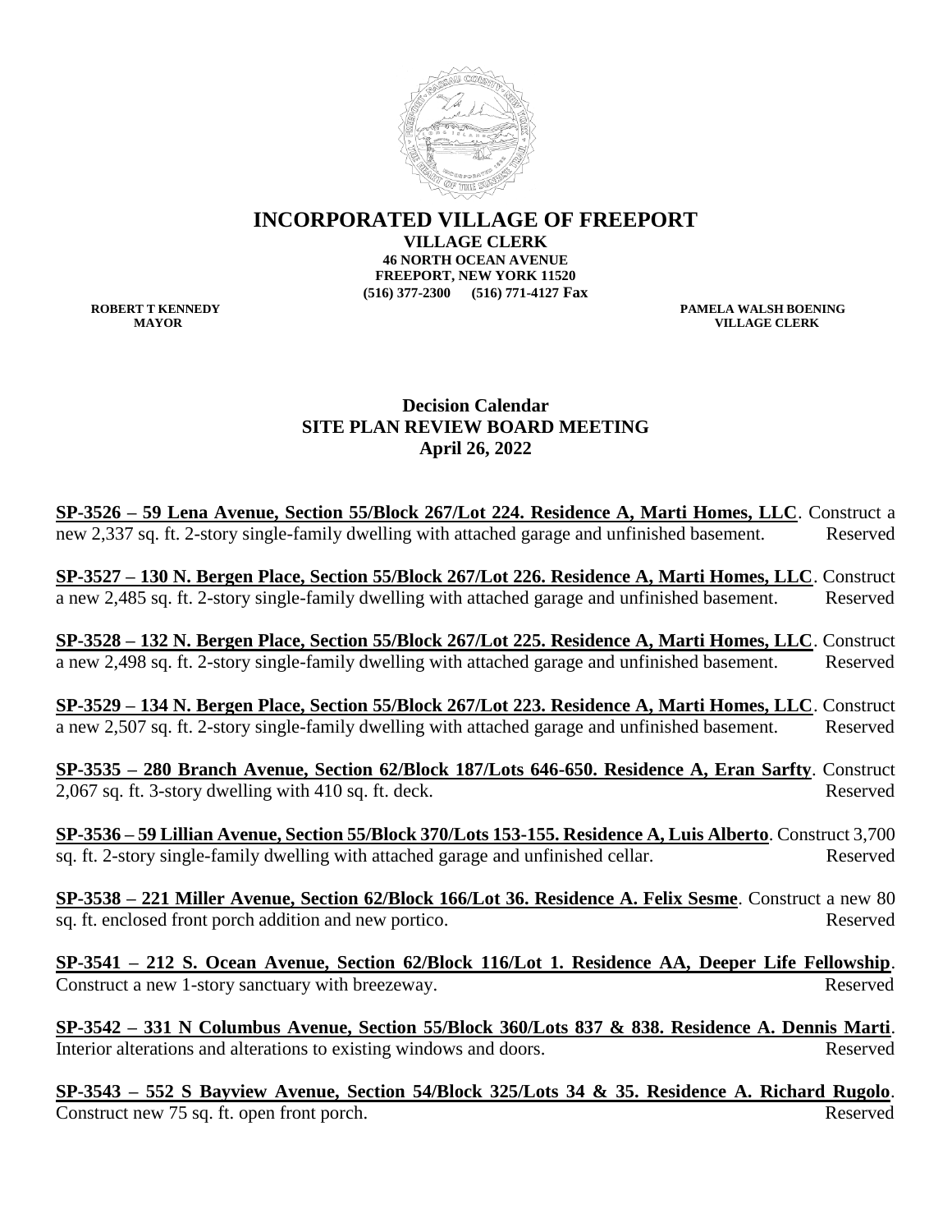# INCORPORATED VILLAGE OF FREEPORT

**VILLAGE CLERK**
**46 NORTH OCEAN AVENUE**
**FREEPORT, NEW YORK 11520**
**(516) 377-2300 (516) 771-4127 Fax**

**ROBERT T KENNEDY**
**MAYOR**

**PAMELA WALSH BOENING**
**VILLAGE CLERK**

## Decision Calendar
## SITE PLAN REVIEW BOARD MEETING
## April 26, 2022

**SP-3526 – 59 Lena Avenue, Section 55/Block 267/Lot 224. Residence A, Marti Homes, LLC**. Construct a new 2,337 sq. ft. 2-story single-family dwelling with attached garage and unfinished basement. Reserved

**SP-3527 – 130 N. Bergen Place, Section 55/Block 267/Lot 226. Residence A, Marti Homes, LLC**. Construct a new 2,485 sq. ft. 2-story single-family dwelling with attached garage and unfinished basement. Reserved

**SP-3528 – 132 N. Bergen Place, Section 55/Block 267/Lot 225. Residence A, Marti Homes, LLC**. Construct a new 2,498 sq. ft. 2-story single-family dwelling with attached garage and unfinished basement. Reserved

**SP-3529 – 134 N. Bergen Place, Section 55/Block 267/Lot 223. Residence A, Marti Homes, LLC**. Construct a new 2,507 sq. ft. 2-story single-family dwelling with attached garage and unfinished basement. Reserved

**SP-3535 – 280 Branch Avenue, Section 62/Block 187/Lots 646-650. Residence A, Eran Sarfty**. Construct 2,067 sq. ft. 3-story dwelling with 410 sq. ft. deck. Reserved

**SP-3536 – 59 Lillian Avenue, Section 55/Block 370/Lots 153-155. Residence A, Luis Alberto**. Construct 3,700 sq. ft. 2-story single-family dwelling with attached garage and unfinished cellar. Reserved

**SP-3538 – 221 Miller Avenue, Section 62/Block 166/Lot 36. Residence A. Felix Sesme**. Construct a new 80 sq. ft. enclosed front porch addition and new portico. Reserved

**SP-3541 – 212 S. Ocean Avenue, Section 62/Block 116/Lot 1. Residence AA, Deeper Life Fellowship**. Construct a new 1-story sanctuary with breezeway. Reserved

**SP-3542 – 331 N Columbus Avenue, Section 55/Block 360/Lots 837 & 838. Residence A. Dennis Marti**. Interior alterations and alterations to existing windows and doors. Reserved

**SP-3543 – 552 S Bayview Avenue, Section 54/Block 325/Lots 34 & 35. Residence A. Richard Rugolo**. Construct new 75 sq. ft. open front porch. Reserved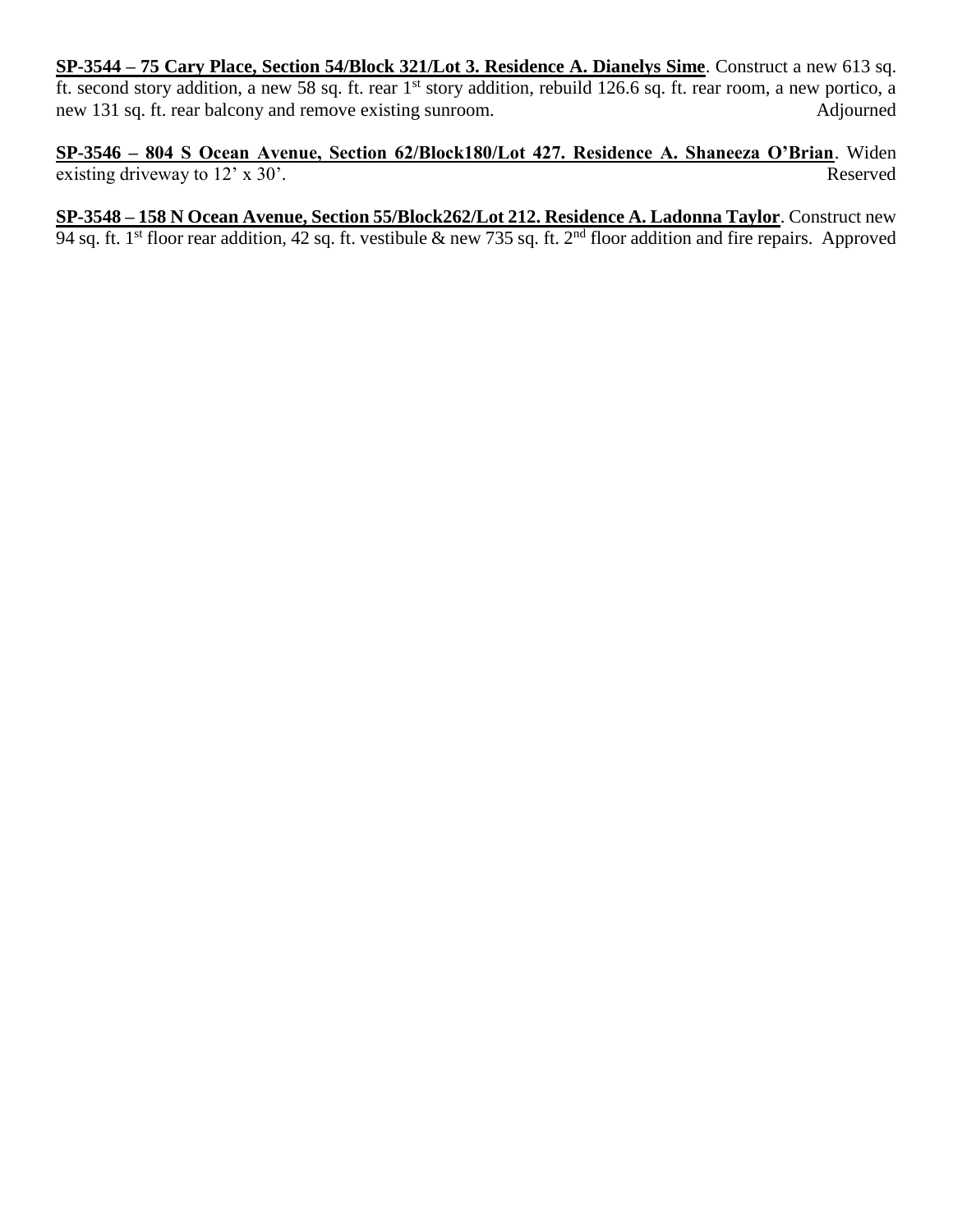**SP-3544 – 75 Cary Place, Section 54/Block 321/Lot 3. Residence A. Dianelys Sime**. Construct a new 613 sq. ft. second story addition, a new 58 sq. ft. rear 1st story addition, rebuild 126.6 sq. ft. rear room, a new portico, a new 131 sq. ft. rear balcony and remove existing sunroom. Adjourned

**SP-3546 – 804 S Ocean Avenue, Section 62/Block180/Lot 427. Residence A. Shaneeza O'Brian**. Widen existing driveway to 12' x 30'. Reserved

**SP-3548 – 158 N Ocean Avenue, Section 55/Block262/Lot 212. Residence A. Ladonna Taylor**. Construct new 94 sq. ft. 1st floor rear addition, 42 sq. ft. vestibule & new 735 sq. ft. 2nd floor addition and fire repairs. Approved